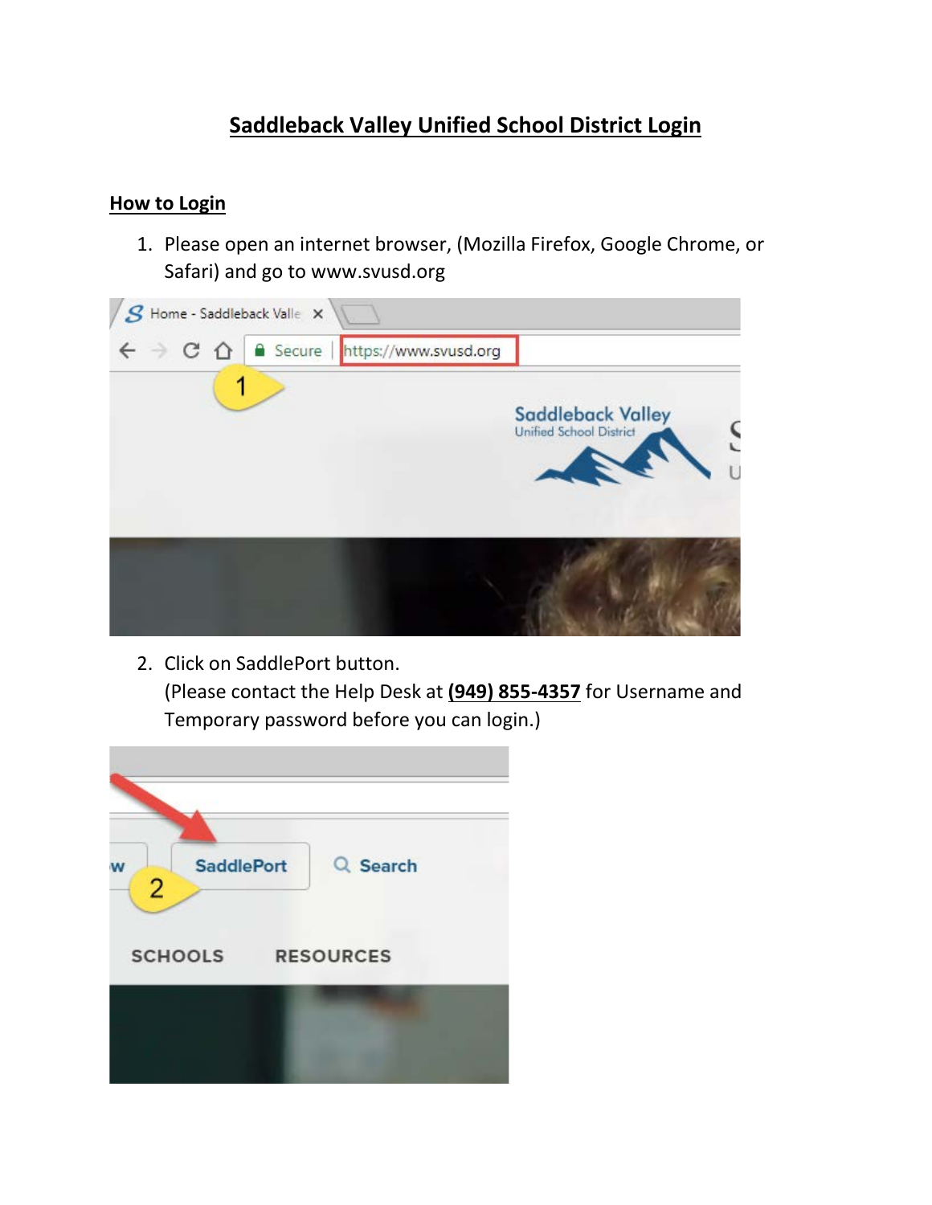# Saddleback Valley Unified School District Login

## How to Login

1. Please open an internet browser, (Mozilla Firefox, Google Chrome, or Safari) and go to www.svusd.org

2. Click on SaddlePort button.
   (Please contact the Help Desk at **(949) 855-4357** for Username and Temporary password before you can login.)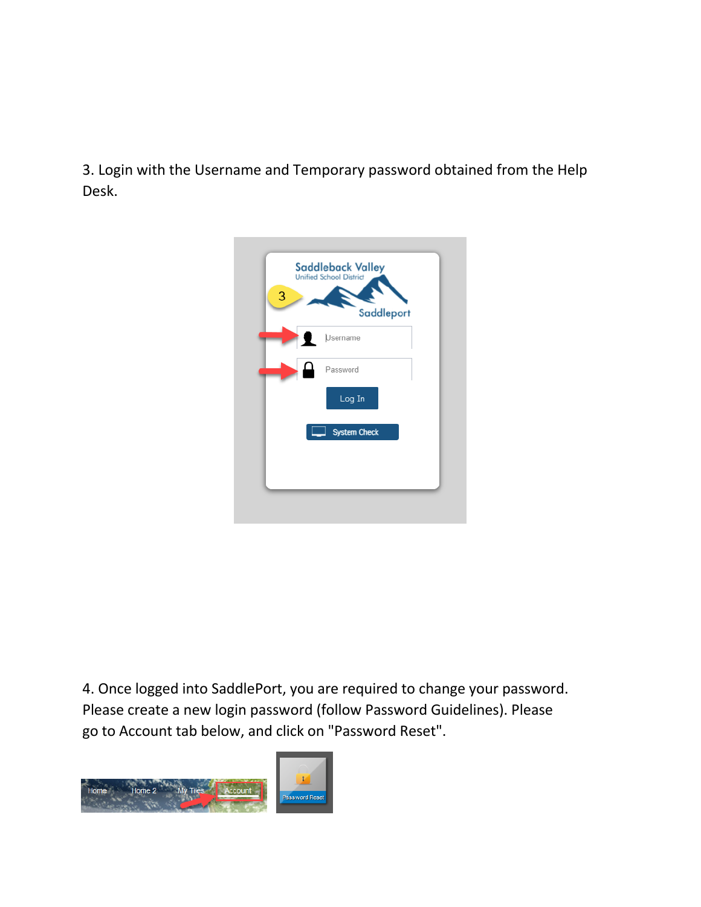3. Login with the Username and Temporary password obtained from the Help Desk.

4. Once logged into SaddlePort, you are required to change your password. Please create a new login password (follow Password Guidelines). Please go to Account tab below, and click on "Password Reset".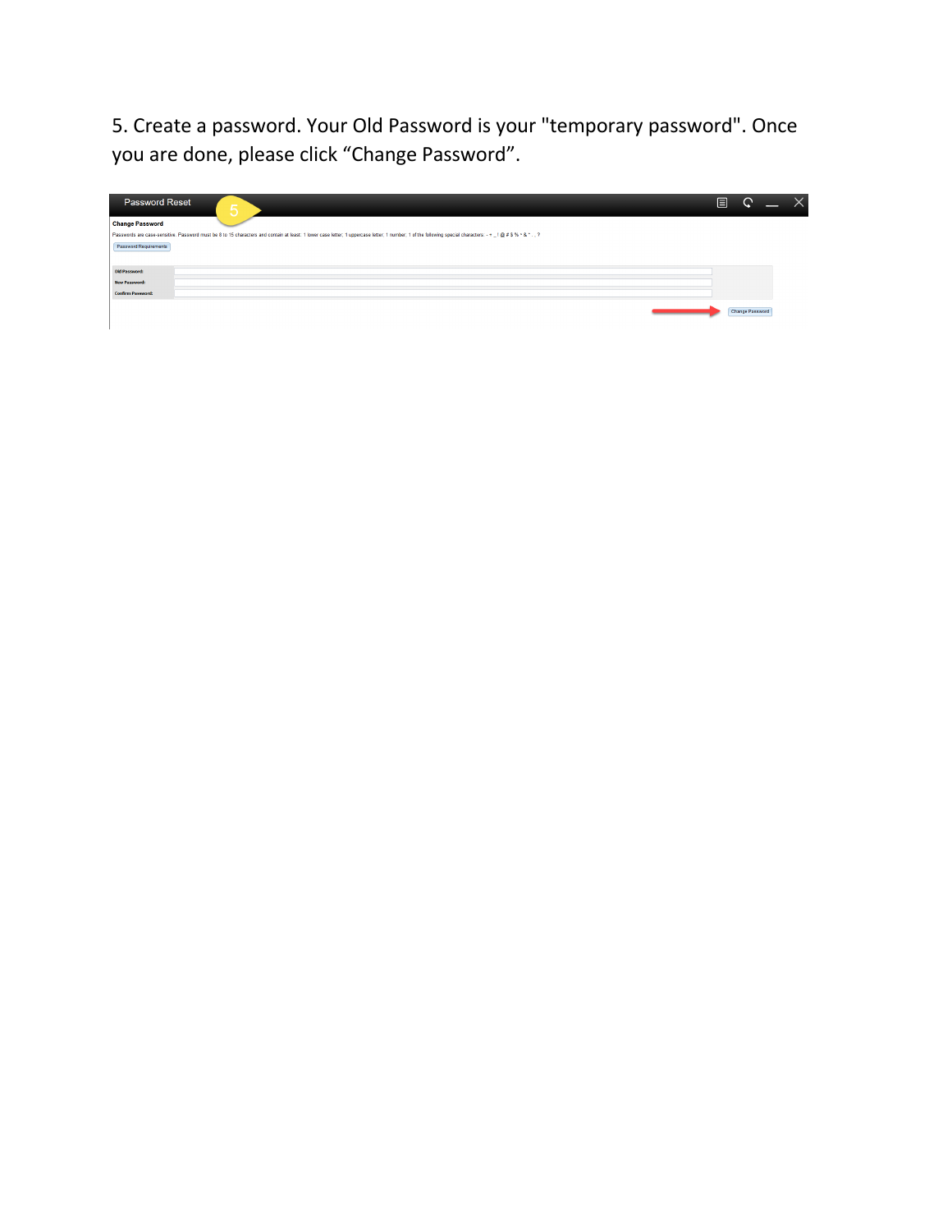5. Create a password. Your Old Password is your "temporary password". Once you are done, please click "Change Password".

Password Reset

**Change Password**

Passwords are case-sensitive. Password must be 8 to 15 characters and contain at least: 1 lower case letter; 1 uppercase letter; 1 number; 1 of the following special characters: - + _ ! @ # $ % ^ & * . , ?

Password Requirements

Old Password:

New Password:

Confirm Password:

Change Password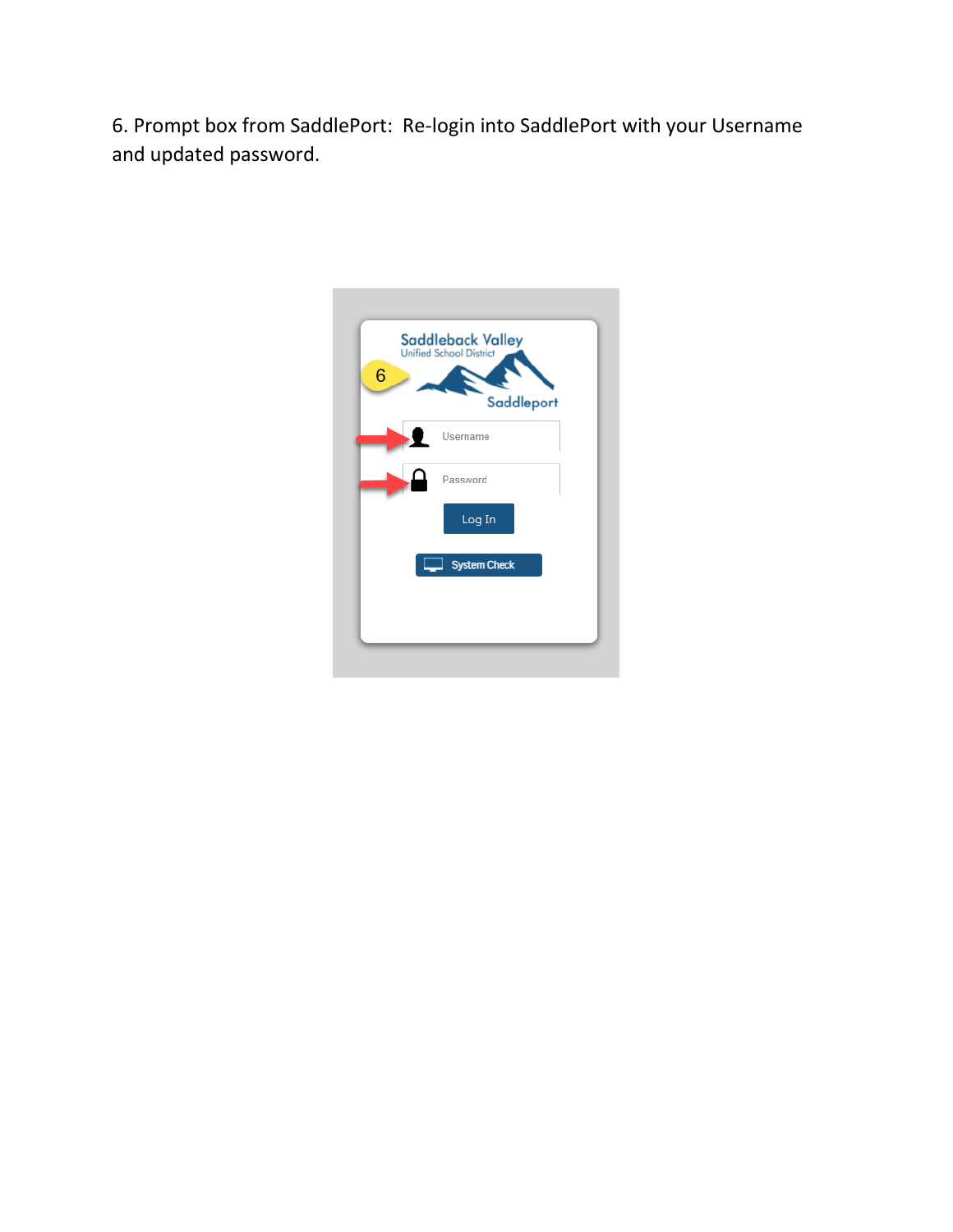6. Prompt box from SaddlePort: Re-login into SaddlePort with your Username and updated password.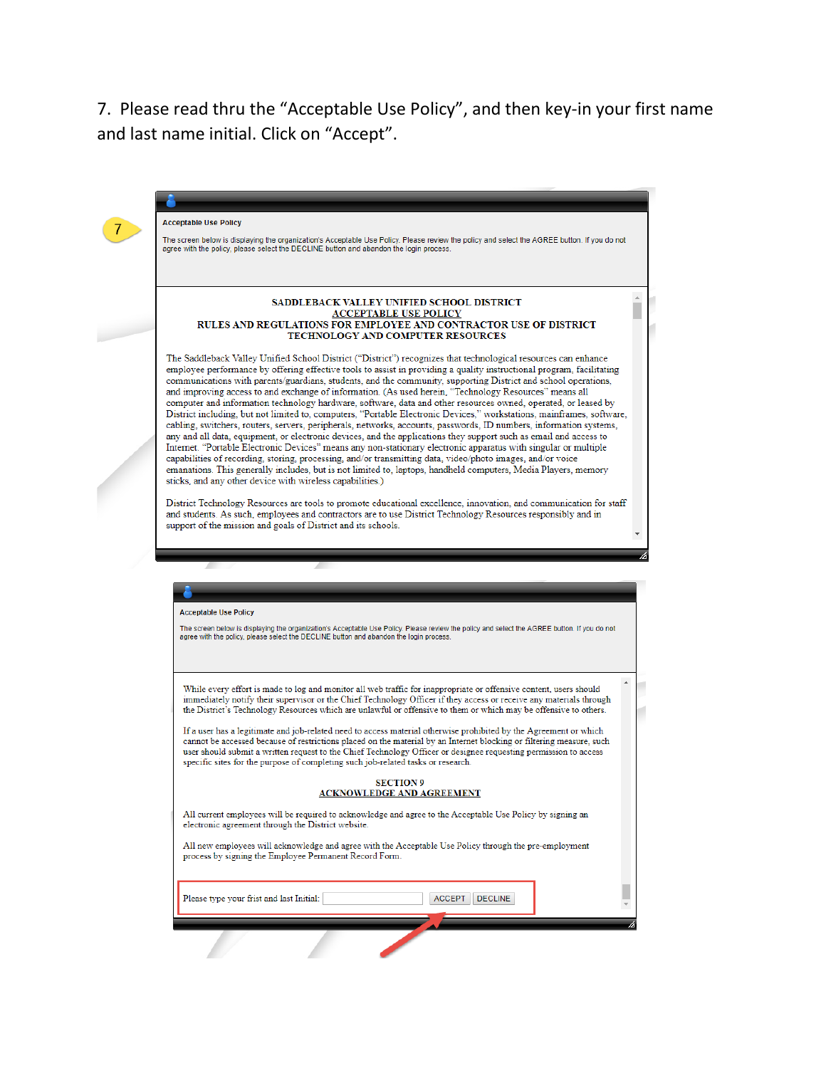7. Please read thru the "Acceptable Use Policy", and then key-in your first name and last name initial. Click on "Accept".

7

**Acceptable Use Policy**

The screen below is displaying the organization's Acceptable Use Policy. Please review the policy and select the AGREE button. If you do not agree with the policy, please select the DECLINE button and abandon the login process.

**SADDLEBACK VALLEY UNIFIED SCHOOL DISTRICT**
**ACCEPTABLE USE POLICY**
**RULES AND REGULATIONS FOR EMPLOYEE AND CONTRACTOR USE OF DISTRICT TECHNOLOGY AND COMPUTER RESOURCES**

The Saddleback Valley Unified School District ("District") recognizes that technological resources can enhance employee performance by offering effective tools to assist in providing a quality instructional program, facilitating communications with parents/guardians, students, and the community, supporting District and school operations, and improving access to and exchange of information. (As used herein, "Technology Resources" means all computer and information technology hardware, software, data and other resources owned, operated, or leased by District including, but not limited to, computers, "Portable Electronic Devices," workstations, mainframes, software, cabling, switchers, routers, servers, peripherals, networks, accounts, passwords, ID numbers, information systems, any and all data, equipment, or electronic devices, and the applications they support such as email and access to Internet. "Portable Electronic Devices" means any non-stationary electronic apparatus with singular or multiple capabilities of recording, storing, processing, and/or transmitting data, video/photo images, and/or voice emanations. This generally includes, but is not limited to, laptops, handheld computers, Media Players, memory sticks, and any other device with wireless capabilities.)

District Technology Resources are tools to promote educational excellence, innovation, and communication for staff and students. As such, employees and contractors are to use District Technology Resources responsibly and in support of the mission and goals of District and its schools.

**Acceptable Use Policy**

The screen below is displaying the organization's Acceptable Use Policy. Please review the policy and select the AGREE button. If you do not agree with the policy, please select the DECLINE button and abandon the login process.

While every effort is made to log and monitor all web traffic for inappropriate or offensive content, users should immediately notify their supervisor or the Chief Technology Officer if they access or receive any materials through the District's Technology Resources which are unlawful or offensive to them or which may be offensive to others.

If a user has a legitimate and job-related need to access material otherwise prohibited by the Agreement or which cannot be accessed because of restrictions placed on the material by an Internet blocking or filtering measure, such user should submit a written request to the Chief Technology Officer or designee requesting permission to access specific sites for the purpose of completing such job-related tasks or research.

**SECTION 9**
**ACKNOWLEDGE AND AGREEMENT**

All current employees will be required to acknowledge and agree to the Acceptable Use Policy by signing an electronic agreement through the District website.

All new employees will acknowledge and agree with the Acceptable Use Policy through the pre-employment process by signing the Employee Permanent Record Form.

Please type your frist and last Initial: [ ] ACCEPT DECLINE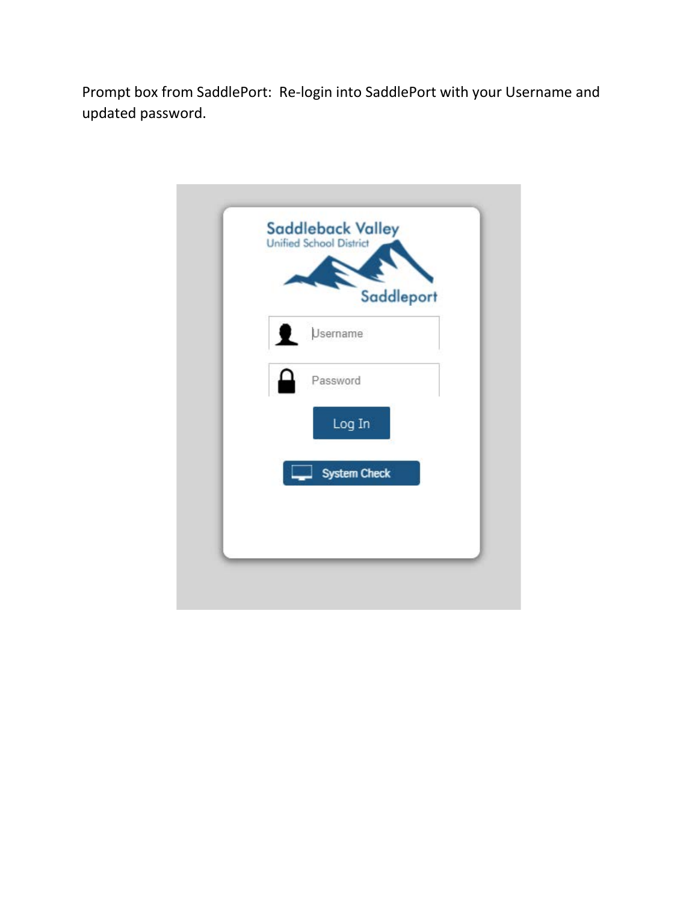Prompt box from SaddlePort: Re-login into SaddlePort with your Username and updated password.

Saddleback Valley
Unified School District

Saddleport

Username

Password

Log In

System Check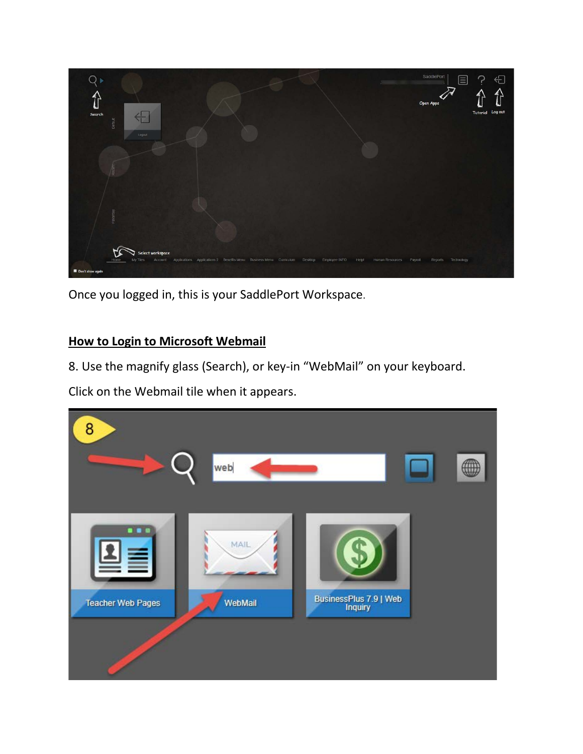Once you logged in, this is your SaddlePort Workspace.

**How to Login to Microsoft Webmail**

8. Use the magnify glass (Search), or key-in "WebMail" on your keyboard.

Click on the Webmail tile when it appears.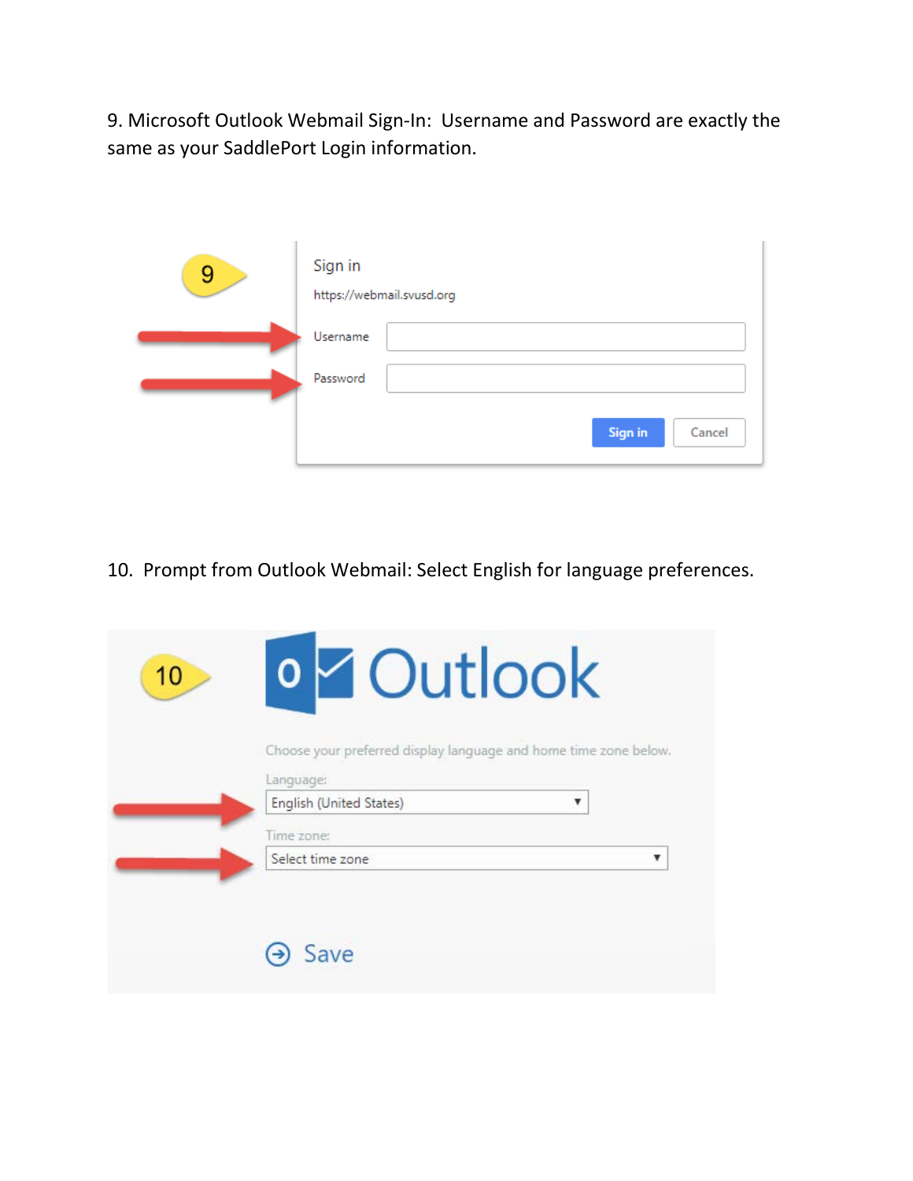9. Microsoft Outlook Webmail Sign-In: Username and Password are exactly the same as your SaddlePort Login information.

Sign in

https://webmail.svusd.org

Username

Password

Sign in Cancel

10. Prompt from Outlook Webmail: Select English for language preferences.

Outlook

Choose your preferred display language and home time zone below.

Language:

English (United States)

Time zone:

Select time zone

Save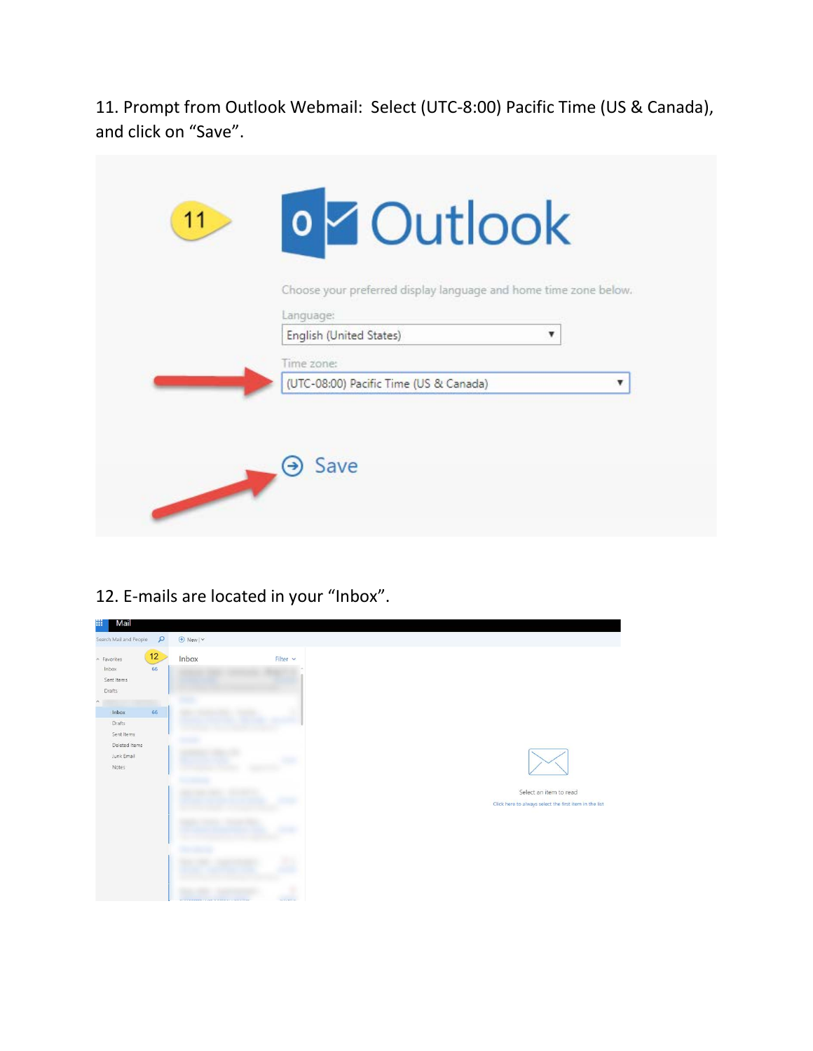11. Prompt from Outlook Webmail: Select (UTC-8:00) Pacific Time (US & Canada), and click on "Save".

12. E-mails are located in your "Inbox".